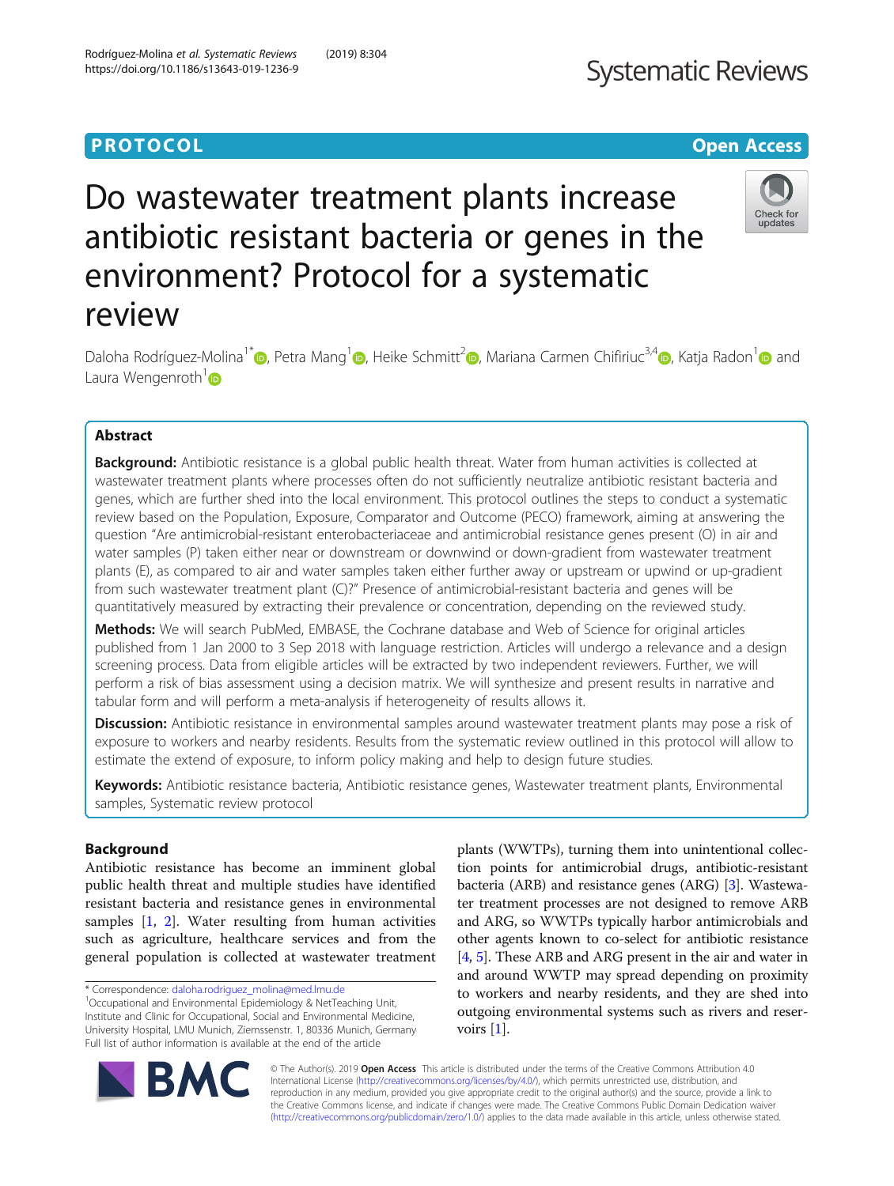PROTOCOL

Open Access

# Do wastewater treatment plants increase antibiotic resistant bacteria or genes in the environment? Protocol for a systematic review

Daloha Rodríguez-Molina[1*], Petra Mang[1], Heike Schmitt[2], Mariana Carmen Chifiriuc[3,4], Katja Radon[1] and Laura Wengenroth[1]

## Abstract

**Background:** Antibiotic resistance is a global public health threat. Water from human activities is collected at wastewater treatment plants where processes often do not sufficiently neutralize antibiotic resistant bacteria and genes, which are further shed into the local environment. This protocol outlines the steps to conduct a systematic review based on the Population, Exposure, Comparator and Outcome (PECO) framework, aiming at answering the question "Are antimicrobial-resistant enterobacteriaceae and antimicrobial resistance genes present (O) in air and water samples (P) taken either near or downstream or downwind or down-gradient from wastewater treatment plants (E), as compared to air and water samples taken either further away or upstream or upwind or up-gradient from such wastewater treatment plant (C)?" Presence of antimicrobial-resistant bacteria and genes will be quantitatively measured by extracting their prevalence or concentration, depending on the reviewed study.

**Methods:** We will search PubMed, EMBASE, the Cochrane database and Web of Science for original articles published from 1 Jan 2000 to 3 Sep 2018 with language restriction. Articles will undergo a relevance and a design screening process. Data from eligible articles will be extracted by two independent reviewers. Further, we will perform a risk of bias assessment using a decision matrix. We will synthesize and present results in narrative and tabular form and will perform a meta-analysis if heterogeneity of results allows it.

**Discussion:** Antibiotic resistance in environmental samples around wastewater treatment plants may pose a risk of exposure to workers and nearby residents. Results from the systematic review outlined in this protocol will allow to estimate the extend of exposure, to inform policy making and help to design future studies.

**Keywords:** Antibiotic resistance bacteria, Antibiotic resistance genes, Wastewater treatment plants, Environmental samples, Systematic review protocol

## Background

Antibiotic resistance has become an imminent global public health threat and multiple studies have identified resistant bacteria and resistance genes in environmental samples [1, 2]. Water resulting from human activities such as agriculture, healthcare services and from the general population is collected at wastewater treatment plants (WWTPs), turning them into unintentional collection points for antimicrobial drugs, antibiotic-resistant bacteria (ARB) and resistance genes (ARG) [3]. Wastewater treatment processes are not designed to remove ARB and ARG, so WWTPs typically harbor antimicrobials and other agents known to co-select for antibiotic resistance [4, 5]. These ARB and ARG present in the air and water in and around WWTP may spread depending on proximity to workers and nearby residents, and they are shed into outgoing environmental systems such as rivers and reservoirs [1].

* Correspondence: daloha.rodriguez_molina@med.lmu.de

[1]Occupational and Environmental Epidemiology & NetTeaching Unit, Institute and Clinic for Occupational, Social and Environmental Medicine, University Hospital, LMU Munich, Ziemssenstr. 1, 80336 Munich, Germany

Full list of author information is available at the end of the article

© The Author(s). 2019 **Open Access** This article is distributed under the terms of the Creative Commons Attribution 4.0 International License (http://creativecommons.org/licenses/by/4.0/), which permits unrestricted use, distribution, and reproduction in any medium, provided you give appropriate credit to the original author(s) and the source, provide a link to the Creative Commons license, and indicate if changes were made. The Creative Commons Public Domain Dedication waiver (http://creativecommons.org/publicdomain/zero/1.0/) applies to the data made available in this article, unless otherwise stated.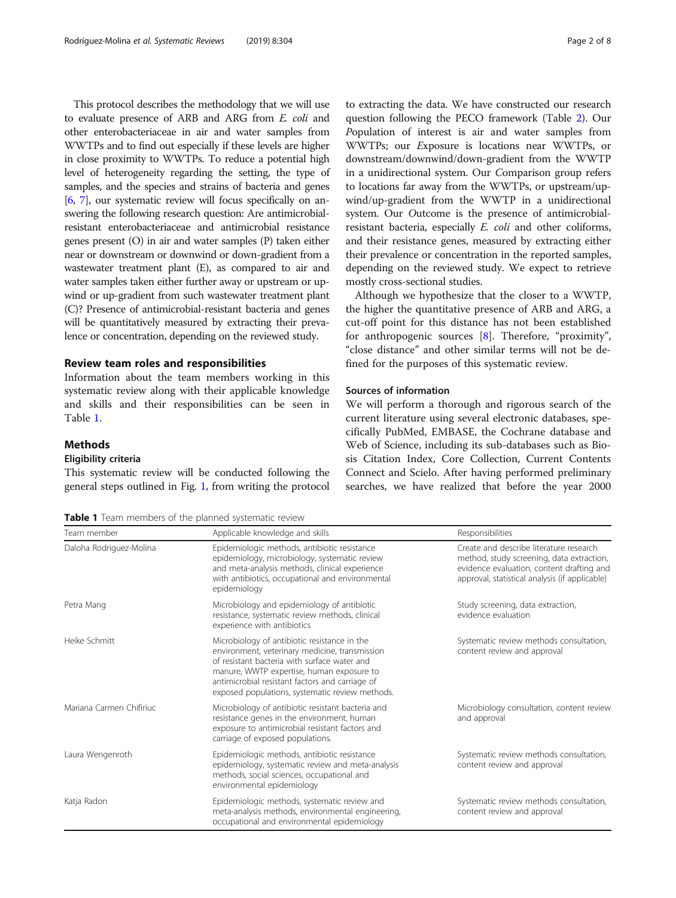This protocol describes the methodology that we will use to evaluate presence of ARB and ARG from *E. coli* and other enterobacteriaceae in air and water samples from WWTPs and to find out especially if these levels are higher in close proximity to WWTPs. To reduce a potential high level of heterogeneity regarding the setting, the type of samples, and the species and strains of bacteria and genes [6, 7], our systematic review will focus specifically on answering the following research question: Are antimicrobial-resistant enterobacteriaceae and antimicrobial resistance genes present (O) in air and water samples (P) taken either near or downstream or downwind or down-gradient from a wastewater treatment plant (E), as compared to air and water samples taken either further away or upstream or up-wind or up-gradient from such wastewater treatment plant (C)? Presence of antimicrobial-resistant bacteria and genes will be quantitatively measured by extracting their prevalence or concentration, depending on the reviewed study.

## Review team roles and responsibilities

Information about the team members working in this systematic review along with their applicable knowledge and skills and their responsibilities can be seen in Table 1.

## Methods

### Eligibility criteria

This systematic review will be conducted following the general steps outlined in Fig. 1, from writing the protocol to extracting the data. We have constructed our research question following the PECO framework (Table 2). Our *P*opulation of interest is air and water samples from WWTPs; our *E*xposure is locations near WWTPs, or downstream/downwind/down-gradient from the WWTP in a unidirectional system. Our *C*omparison group refers to locations far away from the WWTPs, or upstream/up-wind/up-gradient from the WWTP in a unidirectional system. Our *O*utcome is the presence of antimicrobial-resistant bacteria, especially *E. coli* and other coliforms, and their resistance genes, measured by extracting either their prevalence or concentration in the reported samples, depending on the reviewed study. We expect to retrieve mostly cross-sectional studies.

Although we hypothesize that the closer to a WWTP, the higher the quantitative presence of ARB and ARG, a cut-off point for this distance has not been established for anthropogenic sources [8]. Therefore, "proximity", "close distance" and other similar terms will not be defined for the purposes of this systematic review.

### Sources of information

We will perform a thorough and rigorous search of the current literature using several electronic databases, specifically PubMed, EMBASE, the Cochrane database and Web of Science, including its sub-databases such as Biosis Citation Index, Core Collection, Current Contents Connect and Scielo. After having performed preliminary searches, we have realized that before the year 2000

**Table 1** Team members of the planned systematic review

| Team member | Applicable knowledge and skills | Responsibilities |
|---|---|---|
| Daloha Rodriguez-Molina | Epidemiologic methods, antibiotic resistance epidemiology, microbiology, systematic review and meta-analysis methods, clinical experience with antibiotics, occupational and environmental epidemiology | Create and describe literature research method, study screening, data extraction, evidence evaluation, content drafting and approval, statistical analysis (if applicable) |
| Petra Mang | Microbiology and epidemiology of antibiotic resistance, systematic review methods, clinical experience with antibiotics | Study screening, data extraction, evidence evaluation |
| Heike Schmitt | Microbiology of antibiotic resistance in the environment, veterinary medicine, transmission of resistant bacteria with surface water and manure, WWTP expertise, human exposure to antimicrobial resistant factors and carriage of exposed populations, systematic review methods. | Systematic review methods consultation, content review and approval |
| Mariana Carmen Chifiriuc | Microbiology of antibiotic resistant bacteria and resistance genes in the environment, human exposure to antimicrobial resistant factors and carriage of exposed populations. | Microbiology consultation, content review and approval |
| Laura Wengenroth | Epidemiologic methods, antibiotic resistance epidemiology, systematic review and meta-analysis methods, social sciences, occupational and environmental epidemiology | Systematic review methods consultation, content review and approval |
| Katja Radon | Epidemiologic methods, systematic review and meta-analysis methods, environmental engineering, occupational and environmental epidemiology | Systematic review methods consultation, content review and approval |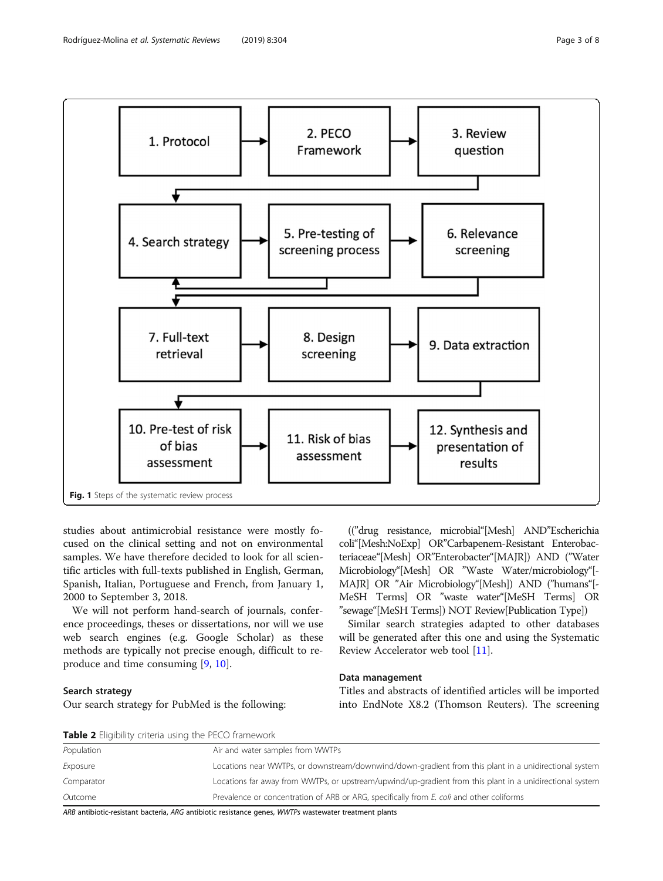1. Protocol
2. PECO Framework
3. Review question
4. Search strategy
5. Pre-testing of screening process
6. Relevance screening
7. Full-text retrieval
8. Design screening
9. Data extraction
10. Pre-test of risk of bias assessment
11. Risk of bias assessment
12. Synthesis and presentation of results

**Fig. 1** Steps of the systematic review process

studies about antimicrobial resistance were mostly focused on the clinical setting and not on environmental samples. We have therefore decided to look for all scientific articles with full-texts published in English, German, Spanish, Italian, Portuguese and French, from January 1, 2000 to September 3, 2018.

We will not perform hand-search of journals, conference proceedings, theses or dissertations, nor will we use web search engines (e.g. Google Scholar) as these methods are typically not precise enough, difficult to reproduce and time consuming [9, 10].

### Search strategy

Our search strategy for PubMed is the following:

((”drug resistance, microbial“[Mesh] AND”Escherichia coli“[Mesh:NoExp] OR”Carbapenem-Resistant Enterobacteriaceae“[Mesh] OR”Enterobacter“[MAJR]) AND (”Water Microbiology“[Mesh] OR ”Waste Water/microbiology“[MAJR] OR ”Air Microbiology“[Mesh]) AND (”humans“[MeSH Terms] OR ”waste water“[MeSH Terms] OR ”sewage“[MeSH Terms]) NOT Review[Publication Type])

Similar search strategies adapted to other databases will be generated after this one and using the Systematic Review Accelerator web tool [11].

### Data management

Titles and abstracts of identified articles will be imported into EndNote X8.2 (Thomson Reuters). The screening

**Table 2** Eligibility criteria using the PECO framework

| | |
|---|---|
| *Population* | Air and water samples from WWTPs |
| *Exposure* | Locations near WWTPs, or downstream/downwind/down-gradient from this plant in a unidirectional system |
| *Comparator* | Locations far away from WWTPs, or upstream/upwind/up-gradient from this plant in a unidirectional system |
| *Outcome* | Prevalence or concentration of ARB or ARG, specifically from *E. coli* and other coliforms |

*ARB* antibiotic-resistant bacteria, *ARG* antibiotic resistance genes, *WWTPs* wastewater treatment plants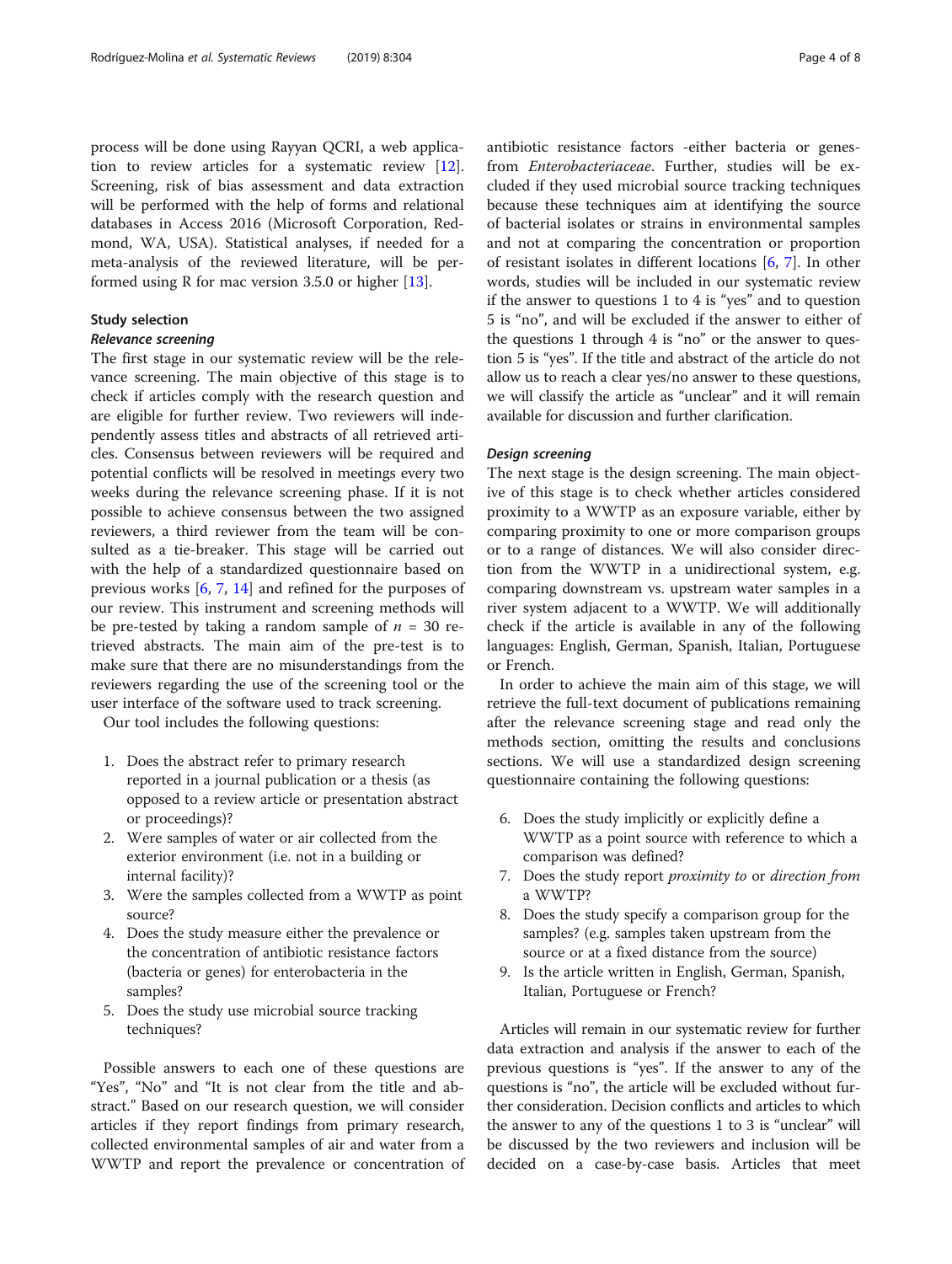process will be done using Rayyan QCRI, a web application to review articles for a systematic review [12]. Screening, risk of bias assessment and data extraction will be performed with the help of forms and relational databases in Access 2016 (Microsoft Corporation, Redmond, WA, USA). Statistical analyses, if needed for a meta-analysis of the reviewed literature, will be performed using R for mac version 3.5.0 or higher [13].

### Study selection

#### *Relevance screening*

The first stage in our systematic review will be the relevance screening. The main objective of this stage is to check if articles comply with the research question and are eligible for further review. Two reviewers will independently assess titles and abstracts of all retrieved articles. Consensus between reviewers will be required and potential conflicts will be resolved in meetings every two weeks during the relevance screening phase. If it is not possible to achieve consensus between the two assigned reviewers, a third reviewer from the team will be consulted as a tie-breaker. This stage will be carried out with the help of a standardized questionnaire based on previous works [6, 7, 14] and refined for the purposes of our review. This instrument and screening methods will be pre-tested by taking a random sample of $n$ = 30 retrieved abstracts. The main aim of the pre-test is to make sure that there are no misunderstandings from the reviewers regarding the use of the screening tool or the user interface of the software used to track screening.

Our tool includes the following questions:

1. Does the abstract refer to primary research reported in a journal publication or a thesis (as opposed to a review article or presentation abstract or proceedings)?
2. Were samples of water or air collected from the exterior environment (i.e. not in a building or internal facility)?
3. Were the samples collected from a WWTP as point source?
4. Does the study measure either the prevalence or the concentration of antibiotic resistance factors (bacteria or genes) for enterobacteria in the samples?
5. Does the study use microbial source tracking techniques?

Possible answers to each one of these questions are "Yes", "No" and "It is not clear from the title and abstract." Based on our research question, we will consider articles if they report findings from primary research, collected environmental samples of air and water from a WWTP and report the prevalence or concentration of antibiotic resistance factors -either bacteria or genes- from *Enterobacteriaceae*. Further, studies will be excluded if they used microbial source tracking techniques because these techniques aim at identifying the source of bacterial isolates or strains in environmental samples and not at comparing the concentration or proportion of resistant isolates in different locations [6, 7]. In other words, studies will be included in our systematic review if the answer to questions 1 to 4 is "yes" and to question 5 is "no", and will be excluded if the answer to either of the questions 1 through 4 is "no" or the answer to question 5 is "yes". If the title and abstract of the article do not allow us to reach a clear yes/no answer to these questions, we will classify the article as "unclear" and it will remain available for discussion and further clarification.

#### *Design screening*

The next stage is the design screening. The main objective of this stage is to check whether articles considered proximity to a WWTP as an exposure variable, either by comparing proximity to one or more comparison groups or to a range of distances. We will also consider direction from the WWTP in a unidirectional system, e.g. comparing downstream vs. upstream water samples in a river system adjacent to a WWTP. We will additionally check if the article is available in any of the following languages: English, German, Spanish, Italian, Portuguese or French.

In order to achieve the main aim of this stage, we will retrieve the full-text document of publications remaining after the relevance screening stage and read only the methods section, omitting the results and conclusions sections. We will use a standardized design screening questionnaire containing the following questions:

6. Does the study implicitly or explicitly define a WWTP as a point source with reference to which a comparison was defined?
7. Does the study report *proximity to* or *direction from* a WWTP?
8. Does the study specify a comparison group for the samples? (e.g. samples taken upstream from the source or at a fixed distance from the source)
9. Is the article written in English, German, Spanish, Italian, Portuguese or French?

Articles will remain in our systematic review for further data extraction and analysis if the answer to each of the previous questions is "yes". If the answer to any of the questions is "no", the article will be excluded without further consideration. Decision conflicts and articles to which the answer to any of the questions 1 to 3 is "unclear" will be discussed by the two reviewers and inclusion will be decided on a case-by-case basis. Articles that meet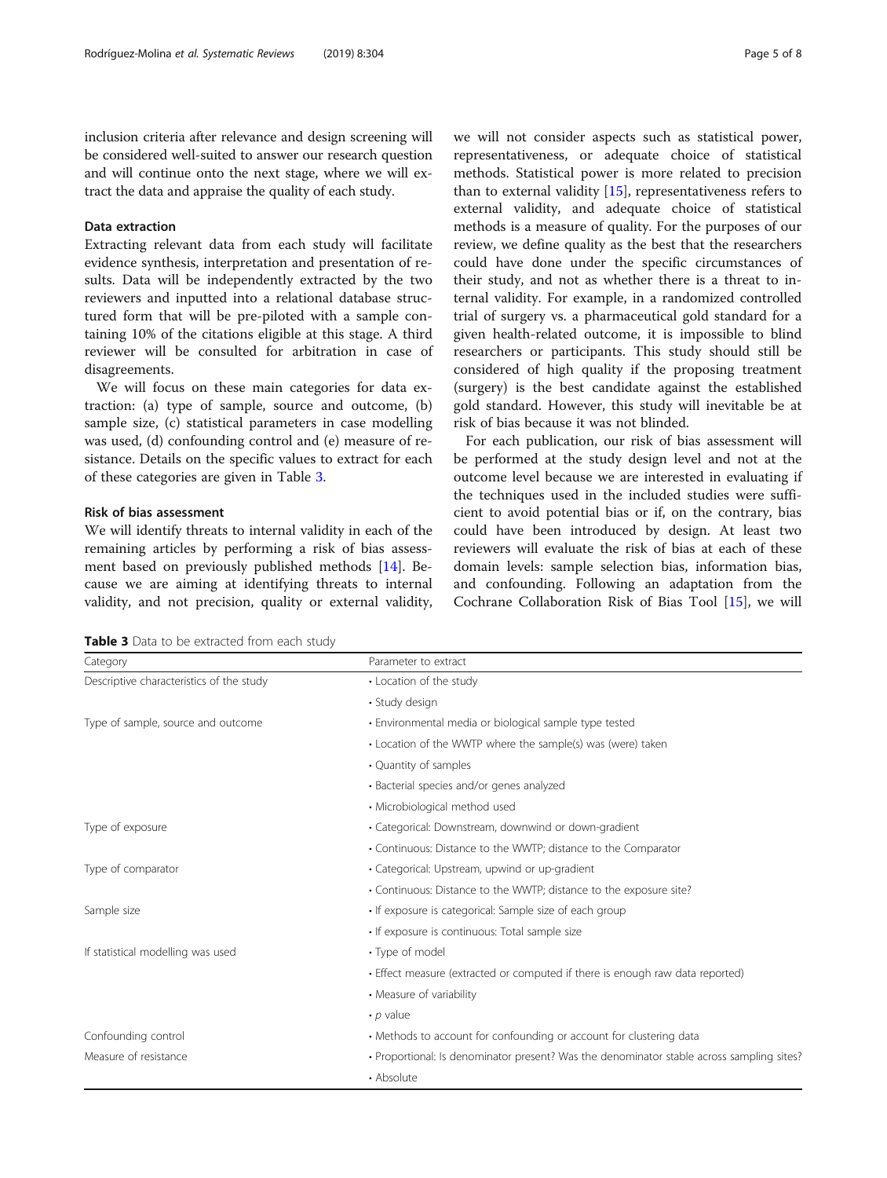inclusion criteria after relevance and design screening will be considered well-suited to answer our research question and will continue onto the next stage, where we will extract the data and appraise the quality of each study.

### Data extraction

Extracting relevant data from each study will facilitate evidence synthesis, interpretation and presentation of results. Data will be independently extracted by the two reviewers and inputted into a relational database structured form that will be pre-piloted with a sample containing 10% of the citations eligible at this stage. A third reviewer will be consulted for arbitration in case of disagreements.

We will focus on these main categories for data extraction: (a) type of sample, source and outcome, (b) sample size, (c) statistical parameters in case modelling was used, (d) confounding control and (e) measure of resistance. Details on the specific values to extract for each of these categories are given in Table 3.

### Risk of bias assessment

We will identify threats to internal validity in each of the remaining articles by performing a risk of bias assessment based on previously published methods [14]. Because we are aiming at identifying threats to internal validity, and not precision, quality or external validity, we will not consider aspects such as statistical power, representativeness, or adequate choice of statistical methods. Statistical power is more related to precision than to external validity [15], representativeness refers to external validity, and adequate choice of statistical methods is a measure of quality. For the purposes of our review, we define quality as the best that the researchers could have done under the specific circumstances of their study, and not as whether there is a threat to internal validity. For example, in a randomized controlled trial of surgery vs. a pharmaceutical gold standard for a given health-related outcome, it is impossible to blind researchers or participants. This study should still be considered of high quality if the proposing treatment (surgery) is the best candidate against the established gold standard. However, this study will inevitable be at risk of bias because it was not blinded.

For each publication, our risk of bias assessment will be performed at the study design level and not at the outcome level because we are interested in evaluating if the techniques used in the included studies were sufficient to avoid potential bias or if, on the contrary, bias could have been introduced by design. At least two reviewers will evaluate the risk of bias at each of these domain levels: sample selection bias, information bias, and confounding. Following an adaptation from the Cochrane Collaboration Risk of Bias Tool [15], we will

**Table 3** Data to be extracted from each study

| Category | Parameter to extract |
|---|---|
| Descriptive characteristics of the study | • Location of the study |
| | • Study design |
| Type of sample, source and outcome | • Environmental media or biological sample type tested |
| | • Location of the WWTP where the sample(s) was (were) taken |
| | • Quantity of samples |
| | • Bacterial species and/or genes analyzed |
| | • Microbiological method used |
| Type of exposure | • Categorical: Downstream, downwind or down-gradient |
| | • Continuous: Distance to the WWTP; distance to the Comparator |
| Type of comparator | • Categorical: Upstream, upwind or up-gradient |
| | • Continuous: Distance to the WWTP; distance to the exposure site? |
| Sample size | • If exposure is categorical: Sample size of each group |
| | • If exposure is continuous: Total sample size |
| If statistical modelling was used | • Type of model |
| | • Effect measure (extracted or computed if there is enough raw data reported) |
| | • Measure of variability |
| | • *p* value |
| Confounding control | • Methods to account for confounding or account for clustering data |
| Measure of resistance | • Proportional: Is denominator present? Was the denominator stable across sampling sites? |
| | • Absolute |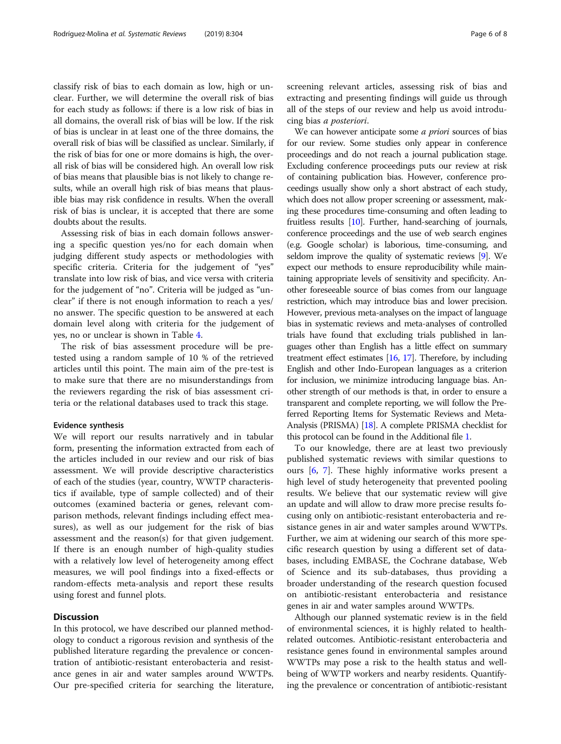classify risk of bias to each domain as low, high or unclear. Further, we will determine the overall risk of bias for each study as follows: if there is a low risk of bias in all domains, the overall risk of bias will be low. If the risk of bias is unclear in at least one of the three domains, the overall risk of bias will be classified as unclear. Similarly, if the risk of bias for one or more domains is high, the overall risk of bias will be considered high. An overall low risk of bias means that plausible bias is not likely to change results, while an overall high risk of bias means that plausible bias may risk confidence in results. When the overall risk of bias is unclear, it is accepted that there are some doubts about the results.

Assessing risk of bias in each domain follows answering a specific question yes/no for each domain when judging different study aspects or methodologies with specific criteria. Criteria for the judgement of "yes" translate into low risk of bias, and vice versa with criteria for the judgement of "no". Criteria will be judged as "unclear" if there is not enough information to reach a yes/no answer. The specific question to be answered at each domain level along with criteria for the judgement of yes, no or unclear is shown in Table 4.

The risk of bias assessment procedure will be pretested using a random sample of 10 % of the retrieved articles until this point. The main aim of the pre-test is to make sure that there are no misunderstandings from the reviewers regarding the risk of bias assessment criteria or the relational databases used to track this stage.

#### Evidence synthesis

We will report our results narratively and in tabular form, presenting the information extracted from each of the articles included in our review and our risk of bias assessment. We will provide descriptive characteristics of each of the studies (year, country, WWTP characteristics if available, type of sample collected) and of their outcomes (examined bacteria or genes, relevant comparison methods, relevant findings including effect measures), as well as our judgement for the risk of bias assessment and the reason(s) for that given judgement. If there is an enough number of high-quality studies with a relatively low level of heterogeneity among effect measures, we will pool findings into a fixed-effects or random-effects meta-analysis and report these results using forest and funnel plots.

## Discussion

In this protocol, we have described our planned methodology to conduct a rigorous revision and synthesis of the published literature regarding the prevalence or concentration of antibiotic-resistant enterobacteria and resistance genes in air and water samples around WWTPs. Our pre-specified criteria for searching the literature, screening relevant articles, assessing risk of bias and extracting and presenting findings will guide us through all of the steps of our review and help us avoid introducing bias *a posteriori*.

We can however anticipate some *a priori* sources of bias for our review. Some studies only appear in conference proceedings and do not reach a journal publication stage. Excluding conference proceedings puts our review at risk of containing publication bias. However, conference proceedings usually show only a short abstract of each study, which does not allow proper screening or assessment, making these procedures time-consuming and often leading to fruitless results [10]. Further, hand-searching of journals, conference proceedings and the use of web search engines (e.g. Google scholar) is laborious, time-consuming, and seldom improve the quality of systematic reviews [9]. We expect our methods to ensure reproducibility while maintaining appropriate levels of sensitivity and specificity. Another foreseeable source of bias comes from our language restriction, which may introduce bias and lower precision. However, previous meta-analyses on the impact of language bias in systematic reviews and meta-analyses of controlled trials have found that excluding trials published in languages other than English has a little effect on summary treatment effect estimates [16, 17]. Therefore, by including English and other Indo-European languages as a criterion for inclusion, we minimize introducing language bias. Another strength of our methods is that, in order to ensure a transparent and complete reporting, we will follow the Preferred Reporting Items for Systematic Reviews and Meta-Analysis (PRISMA) [18]. A complete PRISMA checklist for this protocol can be found in the Additional file 1.

To our knowledge, there are at least two previously published systematic reviews with similar questions to ours [6, 7]. These highly informative works present a high level of study heterogeneity that prevented pooling results. We believe that our systematic review will give an update and will allow to draw more precise results focusing only on antibiotic-resistant enterobacteria and resistance genes in air and water samples around WWTPs. Further, we aim at widening our search of this more specific research question by using a different set of databases, including EMBASE, the Cochrane database, Web of Science and its sub-databases, thus providing a broader understanding of the research question focused on antibiotic-resistant enterobacteria and resistance genes in air and water samples around WWTPs.

Although our planned systematic review is in the field of environmental sciences, it is highly related to health-related outcomes. Antibiotic-resistant enterobacteria and resistance genes found in environmental samples around WWTPs may pose a risk to the health status and well-being of WWTP workers and nearby residents. Quantifying the prevalence or concentration of antibiotic-resistant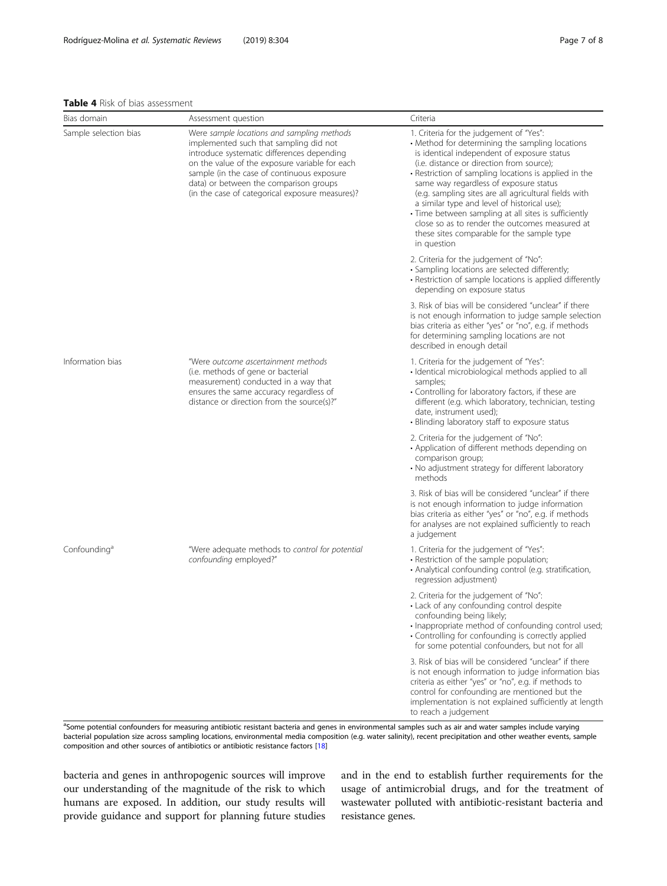**Table 4** Risk of bias assessment

| Bias domain | Assessment question | Criteria |
| --- | --- | --- |
| Sample selection bias | Were *sample locations and sampling methods* implemented such that sampling did not introduce systematic differences depending on the value of the exposure variable for each sample (in the case of continuous exposure data) or between the comparison groups (in the case of categorical exposure measures)? | 1. Criteria for the judgement of "Yes":<br>• Method for determining the sampling locations is identical independent of exposure status (i.e. distance or direction from source);<br>• Restriction of sampling locations is applied in the same way regardless of exposure status (e.g. sampling sites are all agricultural fields with a similar type and level of historical use);<br>• Time between sampling at all sites is sufficiently close so as to render the outcomes measured at these sites comparable for the sample type in question |
| | | 2. Criteria for the judgement of "No":<br>• Sampling locations are selected differently;<br>• Restriction of sample locations is applied differently depending on exposure status |
| | | 3. Risk of bias will be considered "unclear" if there is not enough information to judge sample selection bias criteria as either "yes" or "no", e.g. if methods for determining sampling locations are not described in enough detail |
| Information bias | "Were *outcome ascertainment methods* (i.e. methods of gene or bacterial measurement) conducted in a way that ensures the same accuracy regardless of distance or direction from the source(s)?" | 1. Criteria for the judgement of "Yes":<br>• Identical microbiological methods applied to all samples;<br>• Controlling for laboratory factors, if these are different (e.g. which laboratory, technician, testing date, instrument used);<br>• Blinding laboratory staff to exposure status |
| | | 2. Criteria for the judgement of "No":<br>• Application of different methods depending on comparison group;<br>• No adjustment strategy for different laboratory methods |
| | | 3. Risk of bias will be considered "unclear" if there is not enough information to judge information bias criteria as either "yes" or "no", e.g. if methods for analyses are not explained sufficiently to reach a judgement |
| Confounding[a] | "Were adequate methods to *control for potential confounding* employed?" | 1. Criteria for the judgement of "Yes":<br>• Restriction of the sample population;<br>• Analytical confounding control (e.g. stratification, regression adjustment) |
| | | 2. Criteria for the judgement of "No":<br>• Lack of any confounding control despite confounding being likely;<br>• Inappropriate method of confounding control used;<br>• Controlling for confounding is correctly applied for some potential confounders, but not for all |
| | | 3. Risk of bias will be considered "unclear" if there is not enough information to judge information bias criteria as either "yes" or "no", e.g. if methods to control for confounding are mentioned but the implementation is not explained sufficiently at length to reach a judgement |

[a]Some potential confounders for measuring antibiotic resistant bacteria and genes in environmental samples such as air and water samples include varying bacterial population size across sampling locations, environmental media composition (e.g. water salinity), recent precipitation and other weather events, sample composition and other sources of antibiotics or antibiotic resistance factors [18]

bacteria and genes in anthropogenic sources will improve our understanding of the magnitude of the risk to which humans are exposed. In addition, our study results will provide guidance and support for planning future studies and in the end to establish further requirements for the usage of antimicrobial drugs, and for the treatment of wastewater polluted with antibiotic-resistant bacteria and resistance genes.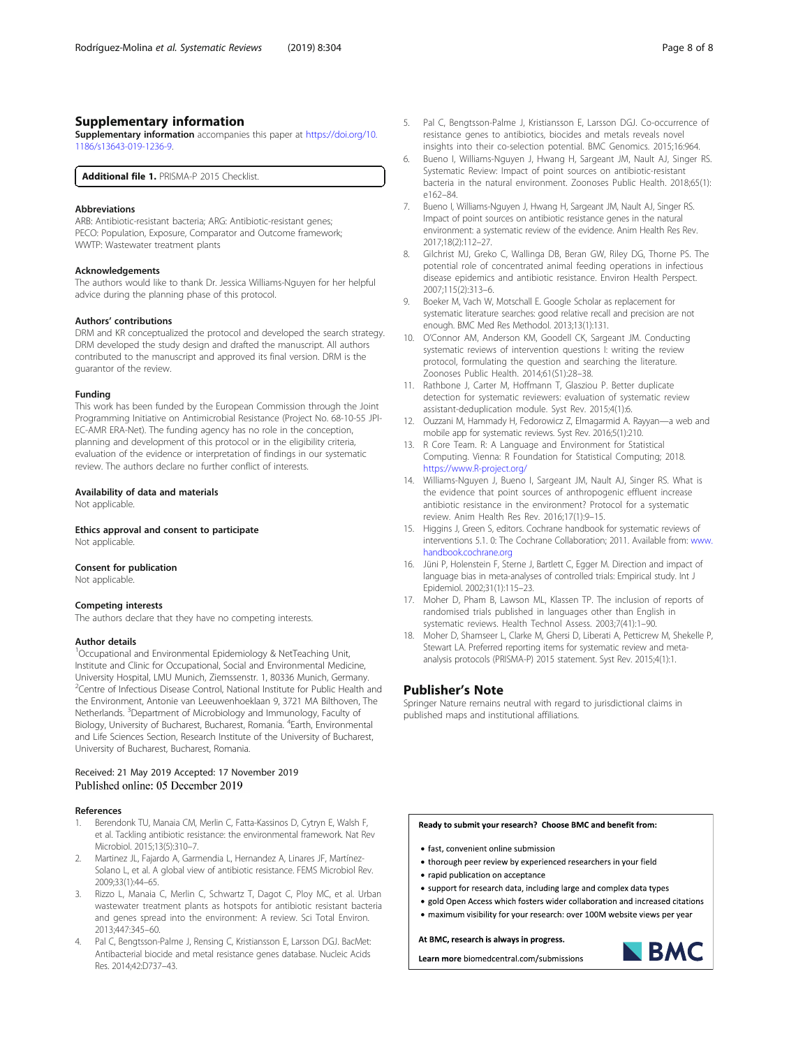## Supplementary information

**Supplementary information** accompanies this paper at https://doi.org/10.1186/s13643-019-1236-9.

**Additional file 1.** PRISMA-P 2015 Checklist.

### Abbreviations

ARB: Antibiotic-resistant bacteria; ARG: Antibiotic-resistant genes; PECO: Population, Exposure, Comparator and Outcome framework; WWTP: Wastewater treatment plants

### Acknowledgements

The authors would like to thank Dr. Jessica Williams-Nguyen for her helpful advice during the planning phase of this protocol.

### Authors' contributions

DRM and KR conceptualized the protocol and developed the search strategy. DRM developed the study design and drafted the manuscript. All authors contributed to the manuscript and approved its final version. DRM is the guarantor of the review.

### Funding

This work has been funded by the European Commission through the Joint Programming Initiative on Antimicrobial Resistance (Project No. 68-10-55 JPI-EC-AMR ERA-Net). The funding agency has no role in the conception, planning and development of this protocol or in the eligibility criteria, evaluation of the evidence or interpretation of findings in our systematic review. The authors declare no further conflict of interests.

### Availability of data and materials

Not applicable.

### Ethics approval and consent to participate

Not applicable.

### Consent for publication

Not applicable.

### Competing interests

The authors declare that they have no competing interests.

### Author details

[1]Occupational and Environmental Epidemiology & NetTeaching Unit, Institute and Clinic for Occupational, Social and Environmental Medicine, University Hospital, LMU Munich, Ziemssenstr. 1, 80336 Munich, Germany. [2]Centre of Infectious Disease Control, National Institute for Public Health and the Environment, Antonie van Leeuwenhoeklaan 9, 3721 MA Bilthoven, The Netherlands. [3]Department of Microbiology and Immunology, Faculty of Biology, University of Bucharest, Bucharest, Romania. [4]Earth, Environmental and Life Sciences Section, Research Institute of the University of Bucharest, University of Bucharest, Bucharest, Romania.

Received: 21 May 2019 Accepted: 17 November 2019
Published online: 05 December 2019

### References

1. Berendonk TU, Manaia CM, Merlin C, Fatta-Kassinos D, Cytryn E, Walsh F, et al. Tackling antibiotic resistance: the environmental framework. Nat Rev Microbiol. 2015;13(5):310–7.
2. Martinez JL, Fajardo A, Garmendia L, Hernandez A, Linares JF, Martínez-Solano L, et al. A global view of antibiotic resistance. FEMS Microbiol Rev. 2009;33(1):44–65.
3. Rizzo L, Manaia C, Merlin C, Schwartz T, Dagot C, Ploy MC, et al. Urban wastewater treatment plants as hotspots for antibiotic resistant bacteria and genes spread into the environment: A review. Sci Total Environ. 2013;447:345–60.
4. Pal C, Bengtsson-Palme J, Rensing C, Kristiansson E, Larsson DGJ. BacMet: Antibacterial biocide and metal resistance genes database. Nucleic Acids Res. 2014;42:D737–43.
5. Pal C, Bengtsson-Palme J, Kristiansson E, Larsson DGJ. Co-occurrence of resistance genes to antibiotics, biocides and metals reveals novel insights into their co-selection potential. BMC Genomics. 2015;16:964.
6. Bueno I, Williams-Nguyen J, Hwang H, Sargeant JM, Nault AJ, Singer RS. Systematic Review: Impact of point sources on antibiotic-resistant bacteria in the natural environment. Zoonoses Public Health. 2018;65(1): e162–84.
7. Bueno I, Williams-Nguyen J, Hwang H, Sargeant JM, Nault AJ, Singer RS. Impact of point sources on antibiotic resistance genes in the natural environment: a systematic review of the evidence. Anim Health Res Rev. 2017;18(2):112–27.
8. Gilchrist MJ, Greko C, Wallinga DB, Beran GW, Riley DG, Thorne PS. The potential role of concentrated animal feeding operations in infectious disease epidemics and antibiotic resistance. Environ Health Perspect. 2007;115(2):313–6.
9. Boeker M, Vach W, Motschall E. Google Scholar as replacement for systematic literature searches: good relative recall and precision are not enough. BMC Med Res Methodol. 2013;13(1):131.
10. O'Connor AM, Anderson KM, Goodell CK, Sargeant JM. Conducting systematic reviews of intervention questions I: writing the review protocol, formulating the question and searching the literature. Zoonoses Public Health. 2014;61(S1):28–38.
11. Rathbone J, Carter M, Hoffmann T, Glasziou P. Better duplicate detection for systematic reviewers: evaluation of systematic review assistant-deduplication module. Syst Rev. 2015;4(1):6.
12. Ouzzani M, Hammady H, Fedorowicz Z, Elmagarmid A. Rayyan—a web and mobile app for systematic reviews. Syst Rev. 2016;5(1):210.
13. R Core Team. R: A Language and Environment for Statistical Computing. Vienna: R Foundation for Statistical Computing; 2018. https://www.R-project.org/
14. Williams-Nguyen J, Bueno I, Sargeant JM, Nault AJ, Singer RS. What is the evidence that point sources of anthropogenic effluent increase antibiotic resistance in the environment? Protocol for a systematic review. Anim Health Res Rev. 2016;17(1):9–15.
15. Higgins J, Green S, editors. Cochrane handbook for systematic reviews of interventions 5.1. 0: The Cochrane Collaboration; 2011. Available from: www.handbook.cochrane.org
16. Jüni P, Holenstein F, Sterne J, Bartlett C, Egger M. Direction and impact of language bias in meta-analyses of controlled trials: Empirical study. Int J Epidemiol. 2002;31(1):115–23.
17. Moher D, Pham B, Lawson ML, Klassen TP. The inclusion of reports of randomised trials published in languages other than English in systematic reviews. Health Technol Assess. 2003;7(41):1–90.
18. Moher D, Shamseer L, Clarke M, Ghersi D, Liberati A, Petticrew M, Shekelle P, Stewart LA. Preferred reporting items for systematic review and meta-analysis protocols (PRISMA-P) 2015 statement. Syst Rev. 2015;4(1):1.

## Publisher's Note

Springer Nature remains neutral with regard to jurisdictional claims in published maps and institutional affiliations.

**Ready to submit your research? Choose BMC and benefit from:**

- fast, convenient online submission
- thorough peer review by experienced researchers in your field
- rapid publication on acceptance
- support for research data, including large and complex data types
- gold Open Access which fosters wider collaboration and increased citations
- maximum visibility for your research: over 100M website views per year

**At BMC, research is always in progress.**

**Learn more** biomedcentral.com/submissions

BMC